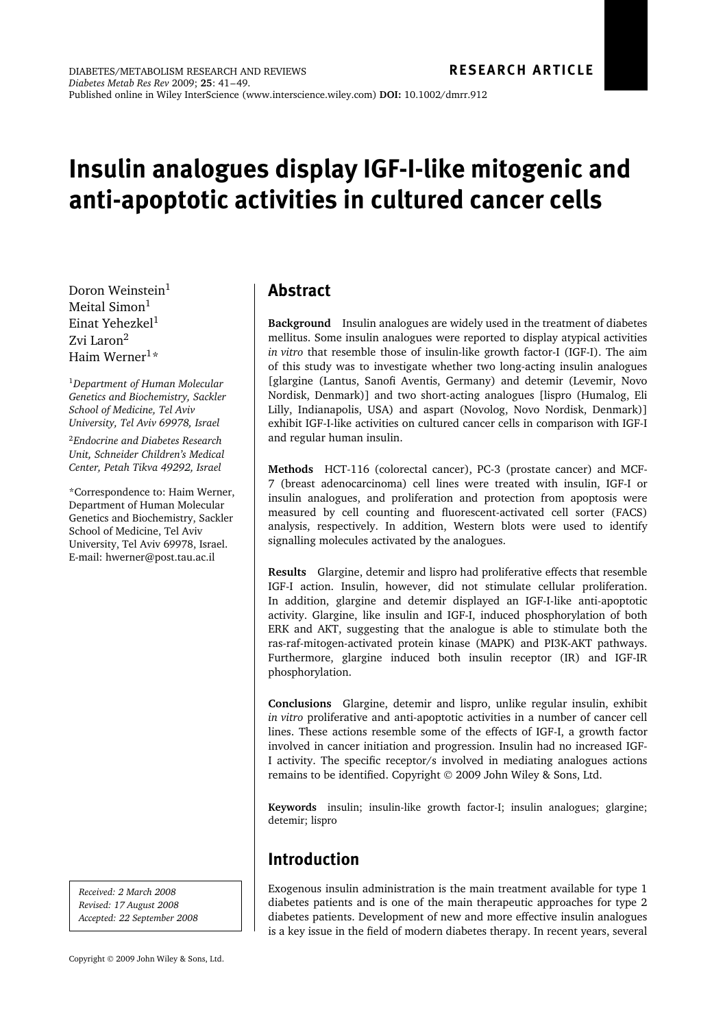RESEARCH ARTICLE

# Insulin analogues display IGF-I-like mitogenic and anti-apoptotic activities in cultured cancer cells

Doron Weinstein[1]
Meital Simon[1]
Einat Yehezkel[1]
Zvi Laron[2]
Haim Werner[1]*

[1]*Department of Human Molecular Genetics and Biochemistry, Sackler School of Medicine, Tel Aviv University, Tel Aviv 69978, Israel*

[2]*Endocrine and Diabetes Research Unit, Schneider Children's Medical Center, Petah Tikva 49292, Israel*

*Correspondence to: Haim Werner, Department of Human Molecular Genetics and Biochemistry, Sackler School of Medicine, Tel Aviv University, Tel Aviv 69978, Israel.
E-mail: hwerner@post.tau.ac.il

*Received: 2 March 2008*
*Revised: 17 August 2008*
*Accepted: 22 September 2008*

## Abstract

**Background** Insulin analogues are widely used in the treatment of diabetes mellitus. Some insulin analogues were reported to display atypical activities *in vitro* that resemble those of insulin-like growth factor-I (IGF-I). The aim of this study was to investigate whether two long-acting insulin analogues [glargine (Lantus, Sanofi Aventis, Germany) and detemir (Levemir, Novo Nordisk, Denmark)] and two short-acting analogues [lispro (Humalog, Eli Lilly, Indianapolis, USA) and aspart (Novolog, Novo Nordisk, Denmark)] exhibit IGF-I-like activities on cultured cancer cells in comparison with IGF-I and regular human insulin.

**Methods** HCT-116 (colorectal cancer), PC-3 (prostate cancer) and MCF-7 (breast adenocarcinoma) cell lines were treated with insulin, IGF-I or insulin analogues, and proliferation and protection from apoptosis were measured by cell counting and fluorescent-activated cell sorter (FACS) analysis, respectively. In addition, Western blots were used to identify signalling molecules activated by the analogues.

**Results** Glargine, detemir and lispro had proliferative effects that resemble IGF-I action. Insulin, however, did not stimulate cellular proliferation. In addition, glargine and detemir displayed an IGF-I-like anti-apoptotic activity. Glargine, like insulin and IGF-I, induced phosphorylation of both ERK and AKT, suggesting that the analogue is able to stimulate both the ras-raf-mitogen-activated protein kinase (MAPK) and PI3K-AKT pathways. Furthermore, glargine induced both insulin receptor (IR) and IGF-IR phosphorylation.

**Conclusions** Glargine, detemir and lispro, unlike regular insulin, exhibit *in vitro* proliferative and anti-apoptotic activities in a number of cancer cell lines. These actions resemble some of the effects of IGF-I, a growth factor involved in cancer initiation and progression. Insulin had no increased IGF-I activity. The specific receptor/s involved in mediating analogues actions remains to be identified. Copyright © 2009 John Wiley & Sons, Ltd.

**Keywords** insulin; insulin-like growth factor-I; insulin analogues; glargine; detemir; lispro

## Introduction

Exogenous insulin administration is the main treatment available for type 1 diabetes patients and is one of the main therapeutic approaches for type 2 diabetes patients. Development of new and more effective insulin analogues is a key issue in the field of modern diabetes therapy. In recent years, several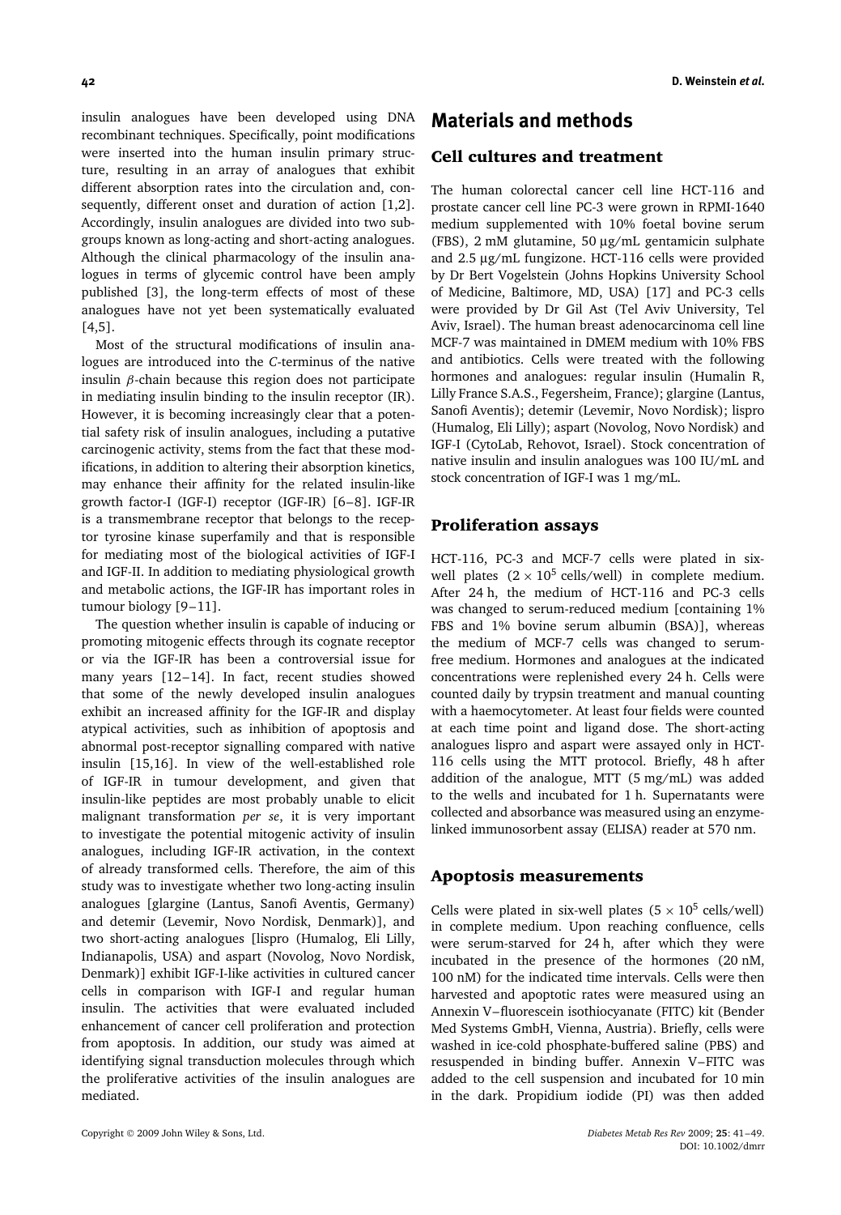insulin analogues have been developed using DNA recombinant techniques. Specifically, point modifications were inserted into the human insulin primary structure, resulting in an array of analogues that exhibit different absorption rates into the circulation and, consequently, different onset and duration of action [1,2]. Accordingly, insulin analogues are divided into two subgroups known as long-acting and short-acting analogues. Although the clinical pharmacology of the insulin analogues in terms of glycemic control have been amply published [3], the long-term effects of most of these analogues have not yet been systematically evaluated [4,5].

Most of the structural modifications of insulin analogues are introduced into the *C*-terminus of the native insulin $\beta$-chain because this region does not participate in mediating insulin binding to the insulin receptor (IR). However, it is becoming increasingly clear that a potential safety risk of insulin analogues, including a putative carcinogenic activity, stems from the fact that these modifications, in addition to altering their absorption kinetics, may enhance their affinity for the related insulin-like growth factor-I (IGF-I) receptor (IGF-IR) [6–8]. IGF-IR is a transmembrane receptor that belongs to the receptor tyrosine kinase superfamily and that is responsible for mediating most of the biological activities of IGF-I and IGF-II. In addition to mediating physiological growth and metabolic actions, the IGF-IR has important roles in tumour biology [9–11].

The question whether insulin is capable of inducing or promoting mitogenic effects through its cognate receptor or via the IGF-IR has been a controversial issue for many years [12–14]. In fact, recent studies showed that some of the newly developed insulin analogues exhibit an increased affinity for the IGF-IR and display atypical activities, such as inhibition of apoptosis and abnormal post-receptor signalling compared with native insulin [15,16]. In view of the well-established role of IGF-IR in tumour development, and given that insulin-like peptides are most probably unable to elicit malignant transformation *per se*, it is very important to investigate the potential mitogenic activity of insulin analogues, including IGF-IR activation, in the context of already transformed cells. Therefore, the aim of this study was to investigate whether two long-acting insulin analogues [glargine (Lantus, Sanofi Aventis, Germany) and detemir (Levemir, Novo Nordisk, Denmark)], and two short-acting analogues [lispro (Humalog, Eli Lilly, Indianapolis, USA) and aspart (Novolog, Novo Nordisk, Denmark)] exhibit IGF-I-like activities in cultured cancer cells in comparison with IGF-I and regular human insulin. The activities that were evaluated included enhancement of cancer cell proliferation and protection from apoptosis. In addition, our study was aimed at identifying signal transduction molecules through which the proliferative activities of the insulin analogues are mediated.

## Materials and methods

### Cell cultures and treatment

The human colorectal cancer cell line HCT-116 and prostate cancer cell line PC-3 were grown in RPMI-1640 medium supplemented with 10% foetal bovine serum (FBS), 2 mM glutamine, 50 µg/mL gentamicin sulphate and 2.5 µg/mL fungizone. HCT-116 cells were provided by Dr Bert Vogelstein (Johns Hopkins University School of Medicine, Baltimore, MD, USA) [17] and PC-3 cells were provided by Dr Gil Ast (Tel Aviv University, Tel Aviv, Israel). The human breast adenocarcinoma cell line MCF-7 was maintained in DMEM medium with 10% FBS and antibiotics. Cells were treated with the following hormones and analogues: regular insulin (Humalin R, Lilly France S.A.S., Fegersheim, France); glargine (Lantus, Sanofi Aventis); detemir (Levemir, Novo Nordisk); lispro (Humalog, Eli Lilly); aspart (Novolog, Novo Nordisk) and IGF-I (CytoLab, Rehovot, Israel). Stock concentration of native insulin and insulin analogues was 100 IU/mL and stock concentration of IGF-I was 1 mg/mL.

### Proliferation assays

HCT-116, PC-3 and MCF-7 cells were plated in six-well plates ($2 \times 10^5$ cells/well) in complete medium. After 24 h, the medium of HCT-116 and PC-3 cells was changed to serum-reduced medium [containing 1% FBS and 1% bovine serum albumin (BSA)], whereas the medium of MCF-7 cells was changed to serum-free medium. Hormones and analogues at the indicated concentrations were replenished every 24 h. Cells were counted daily by trypsin treatment and manual counting with a haemocytometer. At least four fields were counted at each time point and ligand dose. The short-acting analogues lispro and aspart were assayed only in HCT-116 cells using the MTT protocol. Briefly, 48 h after addition of the analogue, MTT (5 mg/mL) was added to the wells and incubated for 1 h. Supernatants were collected and absorbance was measured using an enzyme-linked immunosorbent assay (ELISA) reader at 570 nm.

### Apoptosis measurements

Cells were plated in six-well plates ($5 \times 10^5$ cells/well) in complete medium. Upon reaching confluence, cells were serum-starved for 24 h, after which they were incubated in the presence of the hormones (20 nM, 100 nM) for the indicated time intervals. Cells were then harvested and apoptotic rates were measured using an Annexin V–fluorescein isothiocyanate (FITC) kit (Bender Med Systems GmbH, Vienna, Austria). Briefly, cells were washed in ice-cold phosphate-buffered saline (PBS) and resuspended in binding buffer. Annexin V–FITC was added to the cell suspension and incubated for 10 min in the dark. Propidium iodide (PI) was then added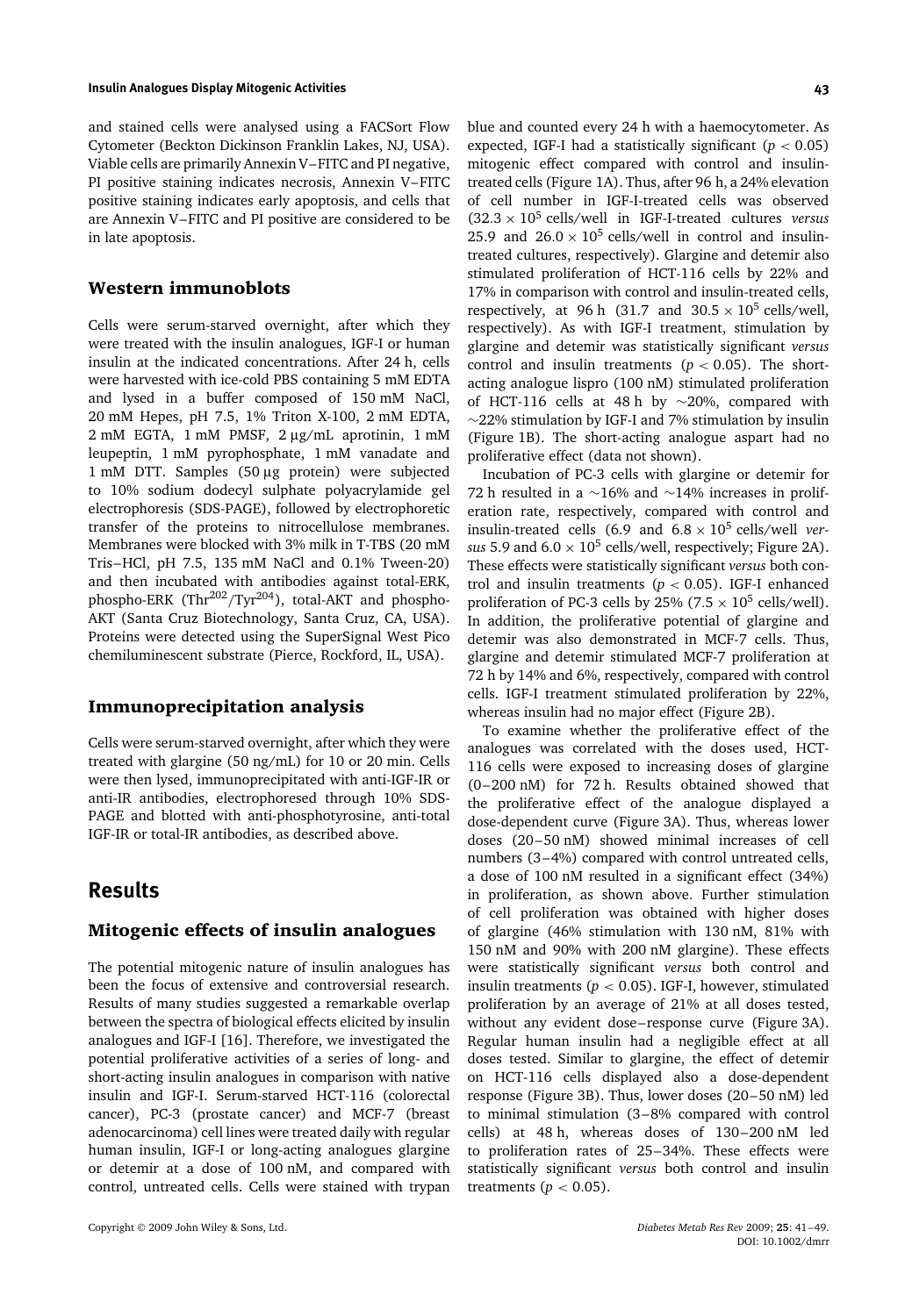and stained cells were analysed using a FACSort Flow Cytometer (Beckton Dickinson Franklin Lakes, NJ, USA). Viable cells are primarily Annexin V–FITC and PI negative, PI positive staining indicates necrosis, Annexin V–FITC positive staining indicates early apoptosis, and cells that are Annexin V–FITC and PI positive are considered to be in late apoptosis.

### Western immunoblots

Cells were serum-starved overnight, after which they were treated with the insulin analogues, IGF-I or human insulin at the indicated concentrations. After 24 h, cells were harvested with ice-cold PBS containing 5 mM EDTA and lysed in a buffer composed of 150 mM NaCl, 20 mM Hepes, pH 7.5, 1% Triton X-100, 2 mM EDTA, 2 mM EGTA, 1 mM PMSF, 2 µg/mL aprotinin, 1 mM leupeptin, 1 mM pyrophosphate, 1 mM vanadate and 1 mM DTT. Samples (50 µg protein) were subjected to 10% sodium dodecyl sulphate polyacrylamide gel electrophoresis (SDS-PAGE), followed by electrophoretic transfer of the proteins to nitrocellulose membranes. Membranes were blocked with 3% milk in T-TBS (20 mM Tris–HCl, pH 7.5, 135 mM NaCl and 0.1% Tween-20) and then incubated with antibodies against total-ERK, phospho-ERK ($Thr^{202}/Tyr^{204}$), total-AKT and phospho-AKT (Santa Cruz Biotechnology, Santa Cruz, CA, USA). Proteins were detected using the SuperSignal West Pico chemiluminescent substrate (Pierce, Rockford, IL, USA).

### Immunoprecipitation analysis

Cells were serum-starved overnight, after which they were treated with glargine (50 ng/mL) for 10 or 20 min. Cells were then lysed, immunoprecipitated with anti-IGF-IR or anti-IR antibodies, electrophoresed through 10% SDS-PAGE and blotted with anti-phosphotyrosine, anti-total IGF-IR or total-IR antibodies, as described above.

## Results

### Mitogenic effects of insulin analogues

The potential mitogenic nature of insulin analogues has been the focus of extensive and controversial research. Results of many studies suggested a remarkable overlap between the spectra of biological effects elicited by insulin analogues and IGF-I [16]. Therefore, we investigated the potential proliferative activities of a series of long- and short-acting insulin analogues in comparison with native insulin and IGF-I. Serum-starved HCT-116 (colorectal cancer), PC-3 (prostate cancer) and MCF-7 (breast adenocarcinoma) cell lines were treated daily with regular human insulin, IGF-I or long-acting analogues glargine or detemir at a dose of 100 nM, and compared with control, untreated cells. Cells were stained with trypan blue and counted every 24 h with a haemocytometer. As expected, IGF-I had a statistically significant ($p < 0.05$) mitogenic effect compared with control and insulin-treated cells (Figure 1A). Thus, after 96 h, a 24% elevation of cell number in IGF-I-treated cells was observed ($32.3 \times 10^5$ cells/well in IGF-I-treated cultures *versus* 25.9 and $26.0 \times 10^5$ cells/well in control and insulin-treated cultures, respectively). Glargine and detemir also stimulated proliferation of HCT-116 cells by 22% and 17% in comparison with control and insulin-treated cells, respectively, at 96 h (31.7 and $30.5 \times 10^5$ cells/well, respectively). As with IGF-I treatment, stimulation by glargine and detemir was statistically significant *versus* control and insulin treatments ($p < 0.05$). The short-acting analogue lispro (100 nM) stimulated proliferation of HCT-116 cells at 48 h by ~20%, compared with ~22% stimulation by IGF-I and 7% stimulation by insulin (Figure 1B). The short-acting analogue aspart had no proliferative effect (data not shown).

Incubation of PC-3 cells with glargine or detemir for 72 h resulted in a ~16% and ~14% increases in proliferation rate, respectively, compared with control and insulin-treated cells (6.9 and $6.8 \times 10^5$ cells/well *versus* 5.9 and $6.0 \times 10^5$ cells/well, respectively; Figure 2A). These effects were statistically significant *versus* both control and insulin treatments ($p < 0.05$). IGF-I enhanced proliferation of PC-3 cells by 25% ($7.5 \times 10^5$ cells/well). In addition, the proliferative potential of glargine and detemir was also demonstrated in MCF-7 cells. Thus, glargine and detemir stimulated MCF-7 proliferation at 72 h by 14% and 6%, respectively, compared with control cells. IGF-I treatment stimulated proliferation by 22%, whereas insulin had no major effect (Figure 2B).

To examine whether the proliferative effect of the analogues was correlated with the doses used, HCT-116 cells were exposed to increasing doses of glargine (0–200 nM) for 72 h. Results obtained showed that the proliferative effect of the analogue displayed a dose-dependent curve (Figure 3A). Thus, whereas lower doses (20–50 nM) showed minimal increases of cell numbers (3–4%) compared with control untreated cells, a dose of 100 nM resulted in a significant effect (34%) in proliferation, as shown above. Further stimulation of cell proliferation was obtained with higher doses of glargine (46% stimulation with 130 nM, 81% with 150 nM and 90% with 200 nM glargine). These effects were statistically significant *versus* both control and insulin treatments ($p < 0.05$). IGF-I, however, stimulated proliferation by an average of 21% at all doses tested, without any evident dose–response curve (Figure 3A). Regular human insulin had a negligible effect at all doses tested. Similar to glargine, the effect of detemir on HCT-116 cells displayed also a dose-dependent response (Figure 3B). Thus, lower doses (20–50 nM) led to minimal stimulation (3–8% compared with control cells) at 48 h, whereas doses of 130–200 nM led to proliferation rates of 25–34%. These effects were statistically significant *versus* both control and insulin treatments ($p < 0.05$).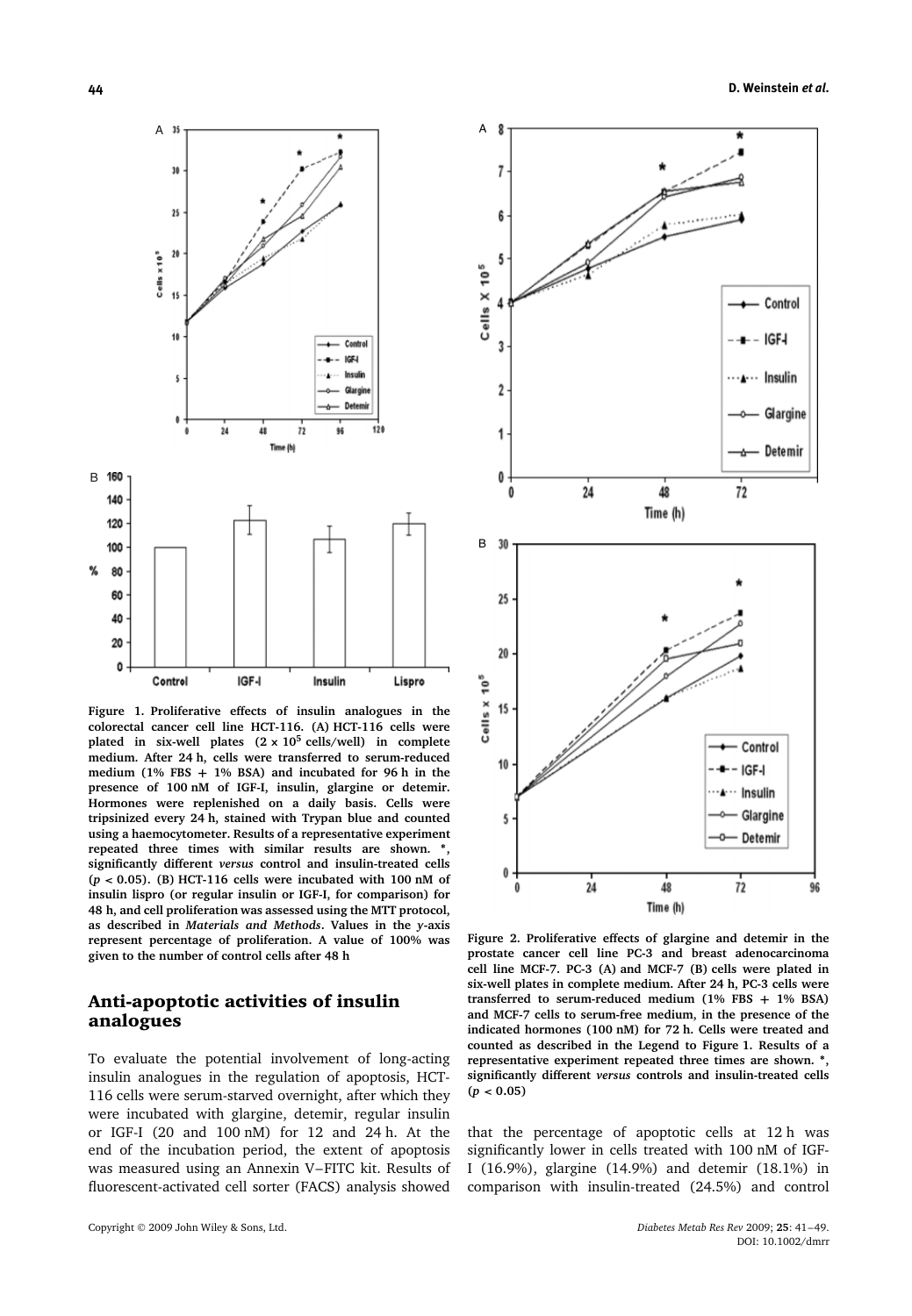**Figure 1. Proliferative effects of insulin analogues in the colorectal cancer cell line HCT-116. (A) HCT-116 cells were plated in six-well plates ($2 \times 10^5$ cells/well) in complete medium. After 24 h, cells were transferred to serum-reduced medium (1% FBS + 1% BSA) and incubated for 96 h in the presence of 100 nM of IGF-I, insulin, glargine or detemir. Hormones were replenished on a daily basis. Cells were tripsinized every 24 h, stained with Trypan blue and counted using a haemocytometer. Results of a representative experiment repeated three times with similar results are shown. \*, significantly different *versus* control and insulin-treated cells ($p < 0.05$). (B) HCT-116 cells were incubated with 100 nM of insulin lispro (or regular insulin or IGF-I, for comparison) for 48 h, and cell proliferation was assessed using the MTT protocol, as described in *Materials and Methods*. Values in the *y*-axis represent percentage of proliferation. A value of 100% was given to the number of control cells after 48 h**

**Figure 2. Proliferative effects of glargine and detemir in the prostate cancer cell line PC-3 and breast adenocarcinoma cell line MCF-7. PC-3 (A) and MCF-7 (B) cells were plated in six-well plates in complete medium. After 24 h, PC-3 cells were transferred to serum-reduced medium (1% FBS + 1% BSA) and MCF-7 cells to serum-free medium, in the presence of the indicated hormones (100 nM) for 72 h. Cells were treated and counted as described in the Legend to Figure 1. Results of a representative experiment repeated three times are shown. \*, significantly different *versus* controls and insulin-treated cells ($p < 0.05$)**

## Anti-apoptotic activities of insulin analogues

To evaluate the potential involvement of long-acting insulin analogues in the regulation of apoptosis, HCT-116 cells were serum-starved overnight, after which they were incubated with glargine, detemir, regular insulin or IGF-I (20 and 100 nM) for 12 and 24 h. At the end of the incubation period, the extent of apoptosis was measured using an Annexin V–FITC kit. Results of fluorescent-activated cell sorter (FACS) analysis showed that the percentage of apoptotic cells at 12 h was significantly lower in cells treated with 100 nM of IGF-I (16.9%), glargine (14.9%) and detemir (18.1%) in comparison with insulin-treated (24.5%) and control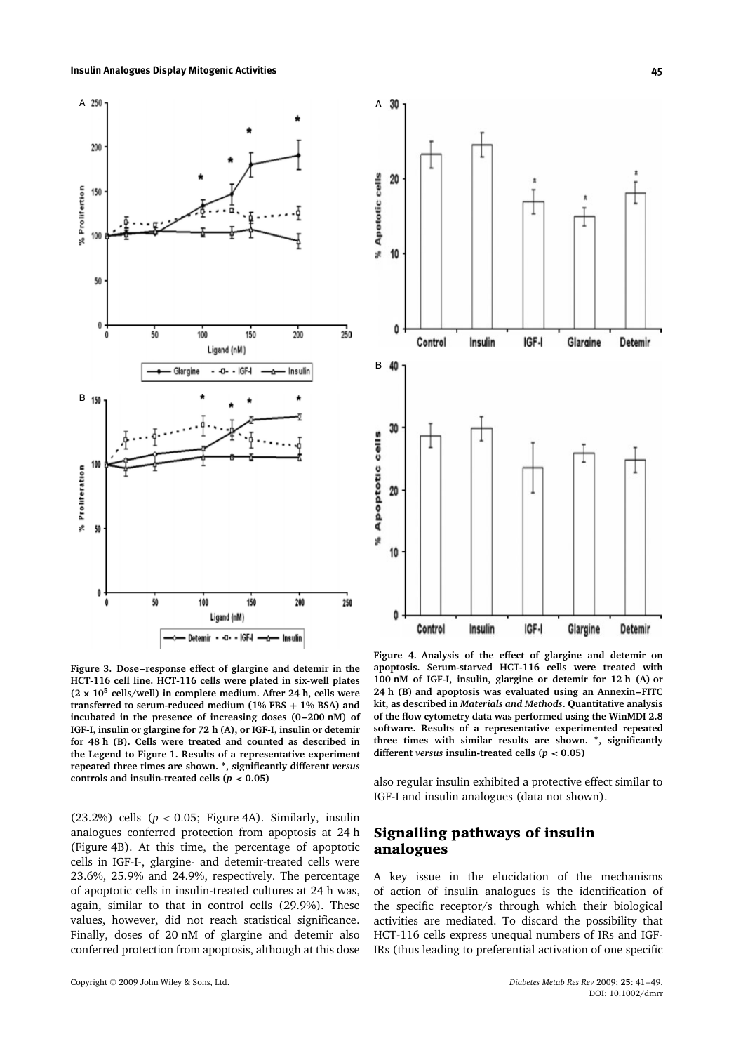Figure 3. Dose–response effect of glargine and detemir in the HCT-116 cell line. HCT-116 cells were plated in six-well plates ($2 \times 10^5$ cells/well) in complete medium. After 24 h, cells were transferred to serum-reduced medium (1% FBS + 1% BSA) and incubated in the presence of increasing doses (0–200 nM) of IGF-I, insulin or glargine for 72 h (A), or IGF-I, insulin or detemir for 48 h (B). Cells were treated and counted as described in the Legend to Figure 1. Results of a representative experiment repeated three times are shown. *, significantly different *versus* controls and insulin-treated cells ($p < 0.05$)

Figure 4. Analysis of the effect of glargine and detemir on apoptosis. Serum-starved HCT-116 cells were treated with 100 nM of IGF-I, insulin, glargine or detemir for 12 h (A) or 24 h (B) and apoptosis was evaluated using an Annexin–FITC kit, as described in *Materials and Methods*. Quantitative analysis of the flow cytometry data was performed using the WinMDI 2.8 software. Results of a representative experimented repeated three times with similar results are shown. *, significantly different *versus* insulin-treated cells ($p < 0.05$)

(23.2%) cells ($p < 0.05$; Figure 4A). Similarly, insulin analogues conferred protection from apoptosis at 24 h (Figure 4B). At this time, the percentage of apoptotic cells in IGF-I-, glargine- and detemir-treated cells were 23.6%, 25.9% and 24.9%, respectively. The percentage of apoptotic cells in insulin-treated cultures at 24 h was, again, similar to that in control cells (29.9%). These values, however, did not reach statistical significance. Finally, doses of 20 nM of glargine and detemir also conferred protection from apoptosis, although at this dose also regular insulin exhibited a protective effect similar to IGF-I and insulin analogues (data not shown).

## Signalling pathways of insulin analogues

A key issue in the elucidation of the mechanisms of action of insulin analogues is the identification of the specific receptor/s through which their biological activities are mediated. To discard the possibility that HCT-116 cells express unequal numbers of IRs and IGF-IRs (thus leading to preferential activation of one specific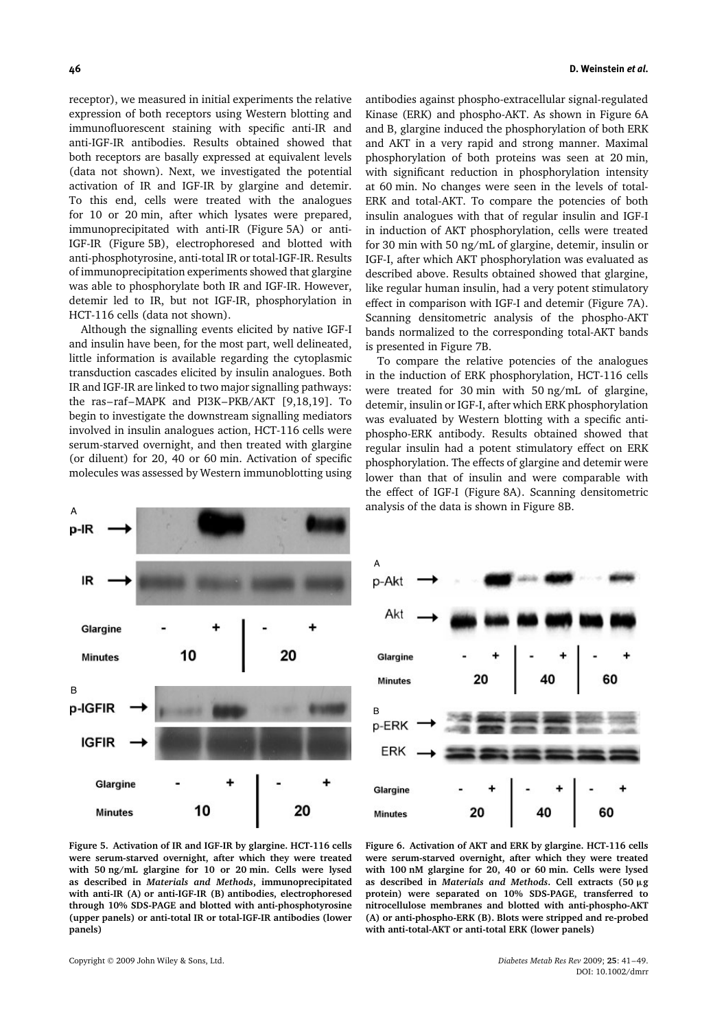receptor), we measured in initial experiments the relative expression of both receptors using Western blotting and immunofluorescent staining with specific anti-IR and anti-IGF-IR antibodies. Results obtained showed that both receptors are basally expressed at equivalent levels (data not shown). Next, we investigated the potential activation of IR and IGF-IR by glargine and detemir. To this end, cells were treated with the analogues for 10 or 20 min, after which lysates were prepared, immunoprecipitated with anti-IR (Figure 5A) or anti-IGF-IR (Figure 5B), electrophoresed and blotted with anti-phosphotyrosine, anti-total IR or total-IGF-IR. Results of immunoprecipitation experiments showed that glargine was able to phosphorylate both IR and IGF-IR. However, detemir led to IR, but not IGF-IR, phosphorylation in HCT-116 cells (data not shown).

Although the signalling events elicited by native IGF-I and insulin have been, for the most part, well delineated, little information is available regarding the cytoplasmic transduction cascades elicited by insulin analogues. Both IR and IGF-IR are linked to two major signalling pathways: the ras–raf–MAPK and PI3K–PKB/AKT [9,18,19]. To begin to investigate the downstream signalling mediators involved in insulin analogues action, HCT-116 cells were serum-starved overnight, and then treated with glargine (or diluent) for 20, 40 or 60 min. Activation of specific molecules was assessed by Western immunoblotting using antibodies against phospho-extracellular signal-regulated Kinase (ERK) and phospho-AKT. As shown in Figure 6A and B, glargine induced the phosphorylation of both ERK and AKT in a very rapid and strong manner. Maximal phosphorylation of both proteins was seen at 20 min, with significant reduction in phosphorylation intensity at 60 min. No changes were seen in the levels of total-ERK and total-AKT. To compare the potencies of both insulin analogues with that of regular insulin and IGF-I in induction of AKT phosphorylation, cells were treated for 30 min with 50 ng/mL of glargine, detemir, insulin or IGF-I, after which AKT phosphorylation was evaluated as described above. Results obtained showed that glargine, like regular human insulin, had a very potent stimulatory effect in comparison with IGF-I and detemir (Figure 7A). Scanning densitometric analysis of the phospho-AKT bands normalized to the corresponding total-AKT bands is presented in Figure 7B.

To compare the relative potencies of the analogues in the induction of ERK phosphorylation, HCT-116 cells were treated for 30 min with 50 ng/mL of glargine, detemir, insulin or IGF-I, after which ERK phosphorylation was evaluated by Western blotting with a specific anti-phospho-ERK antibody. Results obtained showed that regular insulin had a potent stimulatory effect on ERK phosphorylation. The effects of glargine and detemir were lower than that of insulin and were comparable with the effect of IGF-I (Figure 8A). Scanning densitometric analysis of the data is shown in Figure 8B.

**Figure 5. Activation of IR and IGF-IR by glargine. HCT-116 cells were serum-starved overnight, after which they were treated with 50 ng/mL glargine for 10 or 20 min. Cells were lysed as described in *Materials and Methods*, immunoprecipitated with anti-IR (A) or anti-IGF-IR (B) antibodies, electrophoresed through 10% SDS-PAGE and blotted with anti-phosphotyrosine (upper panels) or anti-total IR or total-IGF-IR antibodies (lower panels)**

**Figure 6. Activation of AKT and ERK by glargine. HCT-116 cells were serum-starved overnight, after which they were treated with 100 nM glargine for 20, 40 or 60 min. Cells were lysed as described in *Materials and Methods*. Cell extracts (50 μg protein) were separated on 10% SDS-PAGE, transferred to nitrocellulose membranes and blotted with anti-phospho-AKT (A) or anti-phospho-ERK (B). Blots were stripped and re-probed with anti-total-AKT or anti-total ERK (lower panels)**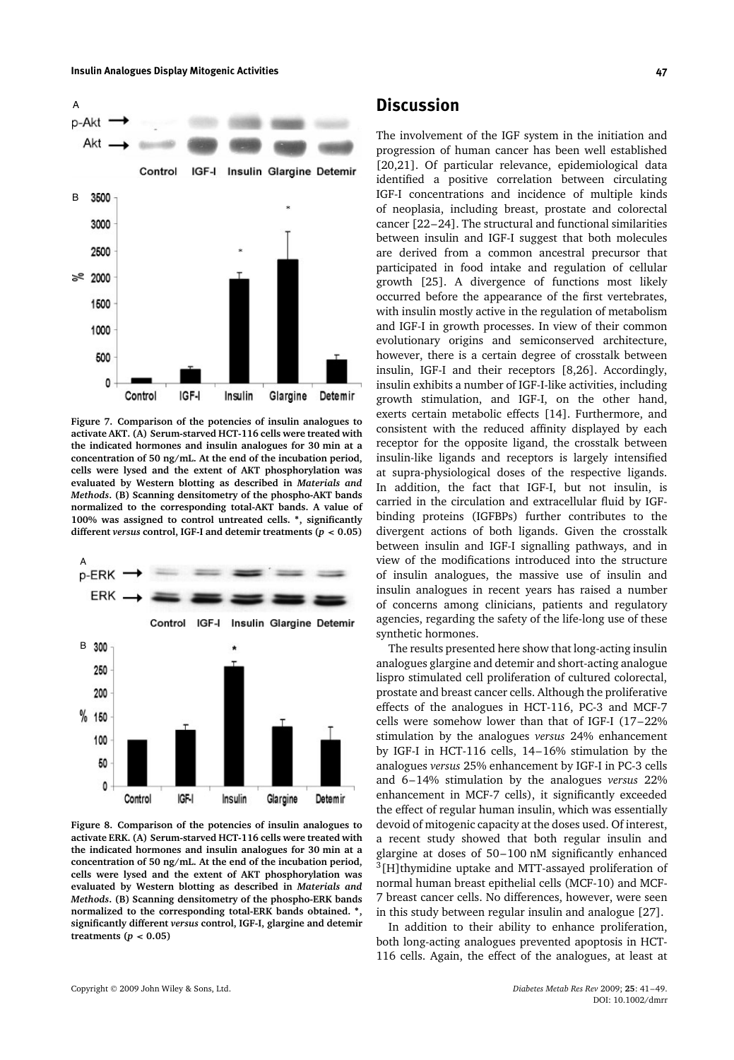Figure 7. Comparison of the potencies of insulin analogues to activate AKT. (A) Serum-starved HCT-116 cells were treated with the indicated hormones and insulin analogues for 30 min at a concentration of 50 ng/mL. At the end of the incubation period, cells were lysed and the extent of AKT phosphorylation was evaluated by Western blotting as described in *Materials and Methods*. (B) Scanning densitometry of the phospho-AKT bands normalized to the corresponding total-AKT bands. A value of 100% was assigned to control untreated cells. *, significantly different *versus* control, IGF-I and detemir treatments ($p < 0.05$)

Figure 8. Comparison of the potencies of insulin analogues to activate ERK. (A) Serum-starved HCT-116 cells were treated with the indicated hormones and insulin analogues for 30 min at a concentration of 50 ng/mL. At the end of the incubation period, cells were lysed and the extent of AKT phosphorylation was evaluated by Western blotting as described in *Materials and Methods*. (B) Scanning densitometry of the phospho-ERK bands normalized to the corresponding total-ERK bands obtained. *, significantly different *versus* control, IGF-I, glargine and detemir treatments ($p < 0.05$)

## Discussion

The involvement of the IGF system in the initiation and progression of human cancer has been well established [20,21]. Of particular relevance, epidemiological data identified a positive correlation between circulating IGF-I concentrations and incidence of multiple kinds of neoplasia, including breast, prostate and colorectal cancer [22–24]. The structural and functional similarities between insulin and IGF-I suggest that both molecules are derived from a common ancestral precursor that participated in food intake and regulation of cellular growth [25]. A divergence of functions most likely occurred before the appearance of the first vertebrates, with insulin mostly active in the regulation of metabolism and IGF-I in growth processes. In view of their common evolutionary origins and semiconserved architecture, however, there is a certain degree of crosstalk between insulin, IGF-I and their receptors [8,26]. Accordingly, insulin exhibits a number of IGF-I-like activities, including growth stimulation, and IGF-I, on the other hand, exerts certain metabolic effects [14]. Furthermore, and consistent with the reduced affinity displayed by each receptor for the opposite ligand, the crosstalk between insulin-like ligands and receptors is largely intensified at supra-physiological doses of the respective ligands. In addition, the fact that IGF-I, but not insulin, is carried in the circulation and extracellular fluid by IGF-binding proteins (IGFBPs) further contributes to the divergent actions of both ligands. Given the crosstalk between insulin and IGF-I signalling pathways, and in view of the modifications introduced into the structure of insulin analogues, the massive use of insulin and insulin analogues in recent years has raised a number of concerns among clinicians, patients and regulatory agencies, regarding the safety of the life-long use of these synthetic hormones.

The results presented here show that long-acting insulin analogues glargine and detemir and short-acting analogue lispro stimulated cell proliferation of cultured colorectal, prostate and breast cancer cells. Although the proliferative effects of the analogues in HCT-116, PC-3 and MCF-7 cells were somehow lower than that of IGF-I (17–22% stimulation by the analogues *versus* 24% enhancement by IGF-I in HCT-116 cells, 14–16% stimulation by the analogues *versus* 25% enhancement by IGF-I in PC-3 cells and 6–14% stimulation by the analogues *versus* 22% enhancement in MCF-7 cells), it significantly exceeded the effect of regular human insulin, which was essentially devoid of mitogenic capacity at the doses used. Of interest, a recent study showed that both regular insulin and glargine at doses of 50–100 nM significantly enhanced $^{3}$[H]thymidine uptake and MTT-assayed proliferation of normal human breast epithelial cells (MCF-10) and MCF-7 breast cancer cells. No differences, however, were seen in this study between regular insulin and analogue [27].

In addition to their ability to enhance proliferation, both long-acting analogues prevented apoptosis in HCT-116 cells. Again, the effect of the analogues, at least at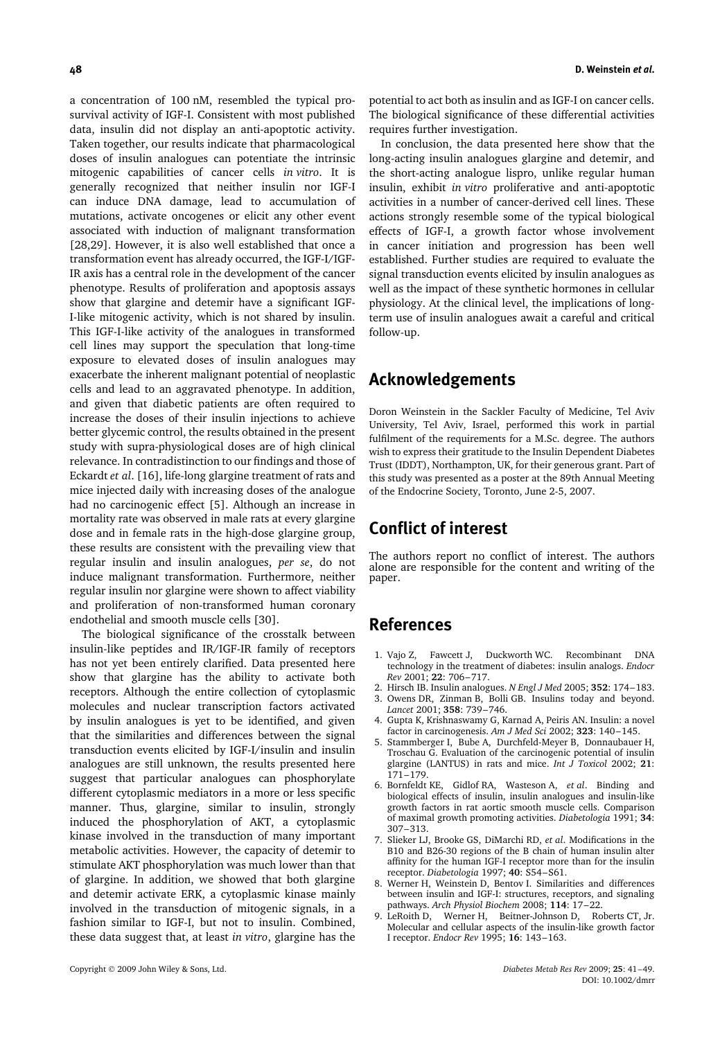a concentration of 100 nM, resembled the typical pro-survival activity of IGF-I. Consistent with most published data, insulin did not display an anti-apoptotic activity. Taken together, our results indicate that pharmacological doses of insulin analogues can potentiate the intrinsic mitogenic capabilities of cancer cells *in vitro*. It is generally recognized that neither insulin nor IGF-I can induce DNA damage, lead to accumulation of mutations, activate oncogenes or elicit any other event associated with induction of malignant transformation [28,29]. However, it is also well established that once a transformation event has already occurred, the IGF-I/IGF-IR axis has a central role in the development of the cancer phenotype. Results of proliferation and apoptosis assays show that glargine and detemir have a significant IGF-I-like mitogenic activity, which is not shared by insulin. This IGF-I-like activity of the analogues in transformed cell lines may support the speculation that long-time exposure to elevated doses of insulin analogues may exacerbate the inherent malignant potential of neoplastic cells and lead to an aggravated phenotype. In addition, and given that diabetic patients are often required to increase the doses of their insulin injections to achieve better glycemic control, the results obtained in the present study with supra-physiological doses are of high clinical relevance. In contradistinction to our findings and those of Eckardt *et al*. [16], life-long glargine treatment of rats and mice injected daily with increasing doses of the analogue had no carcinogenic effect [5]. Although an increase in mortality rate was observed in male rats at every glargine dose and in female rats in the high-dose glargine group, these results are consistent with the prevailing view that regular insulin and insulin analogues, *per se*, do not induce malignant transformation. Furthermore, neither regular insulin nor glargine were shown to affect viability and proliferation of non-transformed human coronary endothelial and smooth muscle cells [30].

The biological significance of the crosstalk between insulin-like peptides and IR/IGF-IR family of receptors has not yet been entirely clarified. Data presented here show that glargine has the ability to activate both receptors. Although the entire collection of cytoplasmic molecules and nuclear transcription factors activated by insulin analogues is yet to be identified, and given that the similarities and differences between the signal transduction events elicited by IGF-I/insulin and insulin analogues are still unknown, the results presented here suggest that particular analogues can phosphorylate different cytoplasmic mediators in a more or less specific manner. Thus, glargine, similar to insulin, strongly induced the phosphorylation of AKT, a cytoplasmic kinase involved in the transduction of many important metabolic activities. However, the capacity of detemir to stimulate AKT phosphorylation was much lower than that of glargine. In addition, we showed that both glargine and detemir activate ERK, a cytoplasmic kinase mainly involved in the transduction of mitogenic signals, in a fashion similar to IGF-I, but not to insulin. Combined, these data suggest that, at least *in vitro*, glargine has the potential to act both as insulin and as IGF-I on cancer cells. The biological significance of these differential activities requires further investigation.

In conclusion, the data presented here show that the long-acting insulin analogues glargine and detemir, and the short-acting analogue lispro, unlike regular human insulin, exhibit *in vitro* proliferative and anti-apoptotic activities in a number of cancer-derived cell lines. These actions strongly resemble some of the typical biological effects of IGF-I, a growth factor whose involvement in cancer initiation and progression has been well established. Further studies are required to evaluate the signal transduction events elicited by insulin analogues as well as the impact of these synthetic hormones in cellular physiology. At the clinical level, the implications of long-term use of insulin analogues await a careful and critical follow-up.

## Acknowledgements

Doron Weinstein in the Sackler Faculty of Medicine, Tel Aviv University, Tel Aviv, Israel, performed this work in partial fulfilment of the requirements for a M.Sc. degree. The authors wish to express their gratitude to the Insulin Dependent Diabetes Trust (IDDT), Northampton, UK, for their generous grant. Part of this study was presented as a poster at the 89th Annual Meeting of the Endocrine Society, Toronto, June 2-5, 2007.

## Conflict of interest

The authors report no conflict of interest. The authors alone are responsible for the content and writing of the paper.

## References

1. Vajo Z, Fawcett J, Duckworth WC. Recombinant DNA technology in the treatment of diabetes: insulin analogs. *Endocr Rev* 2001; **22**: 706–717.
2. Hirsch IB. Insulin analogues. *N Engl J Med* 2005; **352**: 174–183.
3. Owens DR, Zinman B, Bolli GB. Insulins today and beyond. *Lancet* 2001; **358**: 739–746.
4. Gupta K, Krishnaswamy G, Karnad A, Peiris AN. Insulin: a novel factor in carcinogenesis. *Am J Med Sci* 2002; **323**: 140–145.
5. Stammberger I, Bube A, Durchfeld-Meyer B, Donnaubauer H, Troschau G. Evaluation of the carcinogenic potential of insulin glargine (LANTUS) in rats and mice. *Int J Toxicol* 2002; **21**: 171–179.
6. Bornfeldt KE, Gidlof RA, Wasteson A, *et al*. Binding and biological effects of insulin, insulin analogues and insulin-like growth factors in rat aortic smooth muscle cells. Comparison of maximal growth promoting activities. *Diabetologia* 1991; **34**: 307–313.
7. Slieker LJ, Brooke GS, DiMarchi RD, *et al*. Modifications in the B10 and B26-30 regions of the B chain of human insulin alter affinity for the human IGF-I receptor more than for the insulin receptor. *Diabetologia* 1997; **40**: S54–S61.
8. Werner H, Weinstein D, Bentov I. Similarities and differences between insulin and IGF-I: structures, receptors, and signaling pathways. *Arch Physiol Biochem* 2008; **114**: 17–22.
9. LeRoith D, Werner H, Beitner-Johnson D, Roberts CT, Jr. Molecular and cellular aspects of the insulin-like growth factor I receptor. *Endocr Rev* 1995; **16**: 143–163.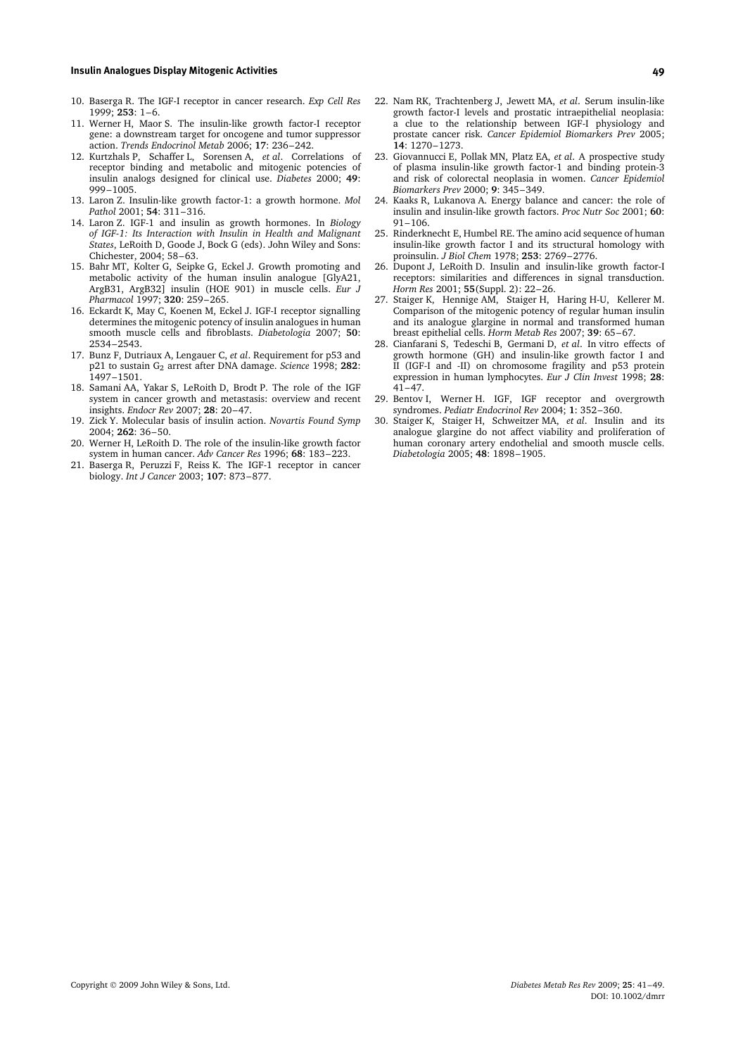10. Baserga R. The IGF-I receptor in cancer research. *Exp Cell Res* 1999; **253**: 1–6.
11. Werner H, Maor S. The insulin-like growth factor-I receptor gene: a downstream target for oncogene and tumor suppressor action. *Trends Endocrinol Metab* 2006; **17**: 236–242.
12. Kurtzhals P, Schaffer L, Sorensen A, *et al*. Correlations of receptor binding and metabolic and mitogenic potencies of insulin analogs designed for clinical use. *Diabetes* 2000; **49**: 999–1005.
13. Laron Z. Insulin-like growth factor-1: a growth hormone. *Mol Pathol* 2001; **54**: 311–316.
14. Laron Z. IGF-1 and insulin as growth hormones. In *Biology of IGF-1: Its Interaction with Insulin in Health and Malignant States*, LeRoith D, Goode J, Bock G (eds). John Wiley and Sons: Chichester, 2004; 58–63.
15. Bahr MT, Kolter G, Seipke G, Eckel J. Growth promoting and metabolic activity of the human insulin analogue [GlyA21, ArgB31, ArgB32] insulin (HOE 901) in muscle cells. *Eur J Pharmacol* 1997; **320**: 259–265.
16. Eckardt K, May C, Koenen M, Eckel J. IGF-I receptor signalling determines the mitogenic potency of insulin analogues in human smooth muscle cells and fibroblasts. *Diabetologia* 2007; **50**: 2534–2543.
17. Bunz F, Dutriaux A, Lengauer C, *et al*. Requirement for p53 and p21 to sustain $G_2$ arrest after DNA damage. *Science* 1998; **282**: 1497–1501.
18. Samani AA, Yakar S, LeRoith D, Brodt P. The role of the IGF system in cancer growth and metastasis: overview and recent insights. *Endocr Rev* 2007; **28**: 20–47.
19. Zick Y. Molecular basis of insulin action. *Novartis Found Symp* 2004; **262**: 36–50.
20. Werner H, LeRoith D. The role of the insulin-like growth factor system in human cancer. *Adv Cancer Res* 1996; **68**: 183–223.
21. Baserga R, Peruzzi F, Reiss K. The IGF-1 receptor in cancer biology. *Int J Cancer* 2003; **107**: 873–877.
22. Nam RK, Trachtenberg J, Jewett MA, *et al*. Serum insulin-like growth factor-I levels and prostatic intraepithelial neoplasia: a clue to the relationship between IGF-I physiology and prostate cancer risk. *Cancer Epidemiol Biomarkers Prev* 2005; **14**: 1270–1273.
23. Giovannucci E, Pollak MN, Platz EA, *et al*. A prospective study of plasma insulin-like growth factor-1 and binding protein-3 and risk of colorectal neoplasia in women. *Cancer Epidemiol Biomarkers Prev* 2000; **9**: 345–349.
24. Kaaks R, Lukanova A. Energy balance and cancer: the role of insulin and insulin-like growth factors. *Proc Nutr Soc* 2001; **60**: 91–106.
25. Rinderknecht E, Humbel RE. The amino acid sequence of human insulin-like growth factor I and its structural homology with proinsulin. *J Biol Chem* 1978; **253**: 2769–2776.
26. Dupont J, LeRoith D. Insulin and insulin-like growth factor-I receptors: similarities and differences in signal transduction. *Horm Res* 2001; **55**(Suppl. 2): 22–26.
27. Staiger K, Hennige AM, Staiger H, Haring H-U, Kellerer M. Comparison of the mitogenic potency of regular human insulin and its analogue glargine in normal and transformed human breast epithelial cells. *Horm Metab Res* 2007; **39**: 65–67.
28. Cianfarani S, Tedeschi B, Germani D, *et al*. In vitro effects of growth hormone (GH) and insulin-like growth factor I and II (IGF-I and -II) on chromosome fragility and p53 protein expression in human lymphocytes. *Eur J Clin Invest* 1998; **28**: 41–47.
29. Bentov I, Werner H. IGF, IGF receptor and overgrowth syndromes. *Pediatr Endocrinol Rev* 2004; **1**: 352–360.
30. Staiger K, Staiger H, Schweitzer MA, *et al*. Insulin and its analogue glargine do not affect viability and proliferation of human coronary artery endothelial and smooth muscle cells. *Diabetologia* 2005; **48**: 1898–1905.